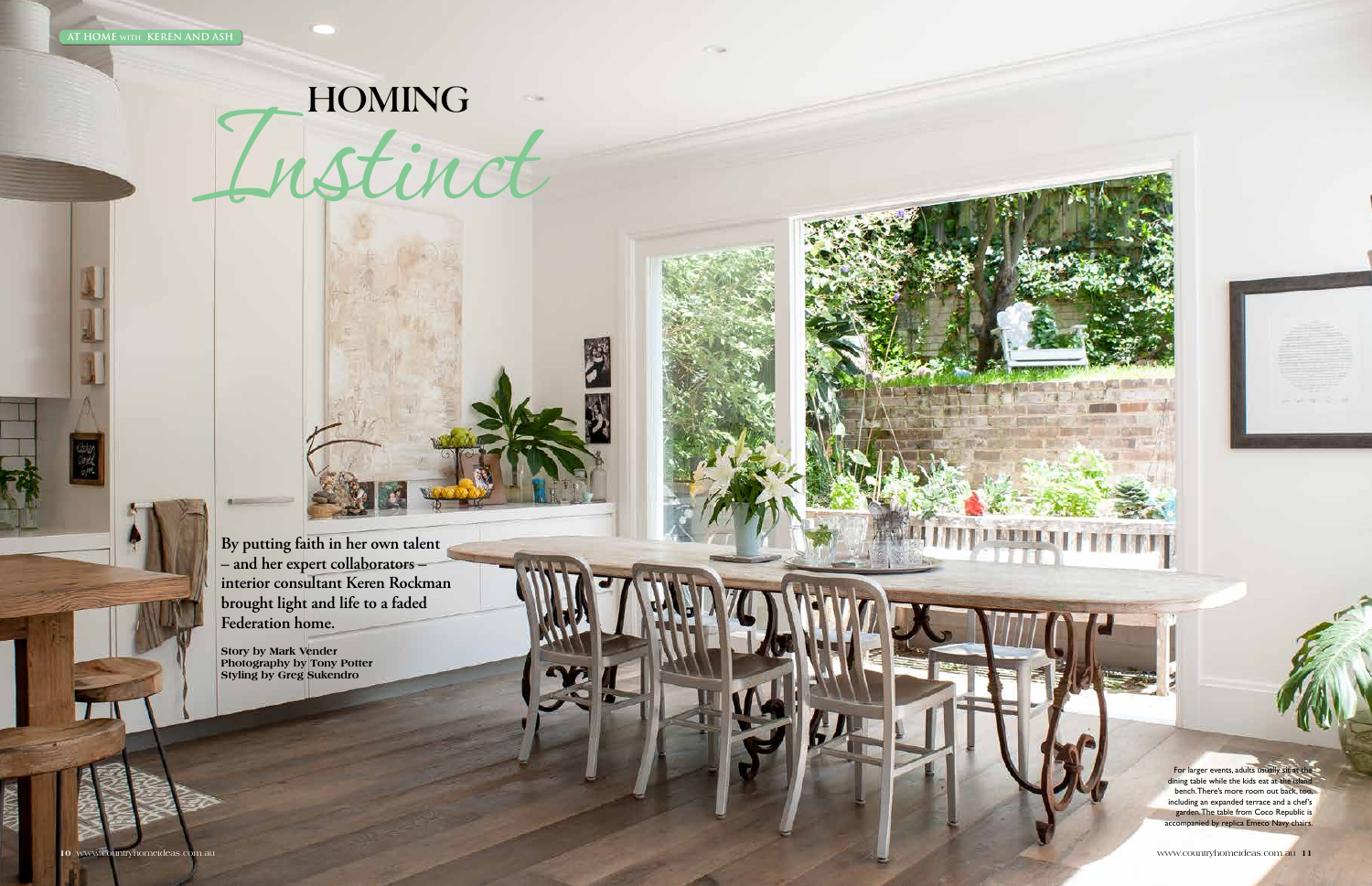AT HOME WITH KEREN AND ASH

# HOMING *Instinct*

**By putting faith in her own talent – and her expert collaborators – interior consultant Keren Rockman brought light and life to a faded Federation home.**

**Story by Mark Vender**
**Photography by Tony Potter**
**Styling by Greg Sukendro**

For larger events, adults usually sit at the dining table while the kids eat at the island bench. There's more room out back, too, including an expanded terrace and a chef's garden. The table from Coco Republic is accompanied by replica Emeco Navy chairs.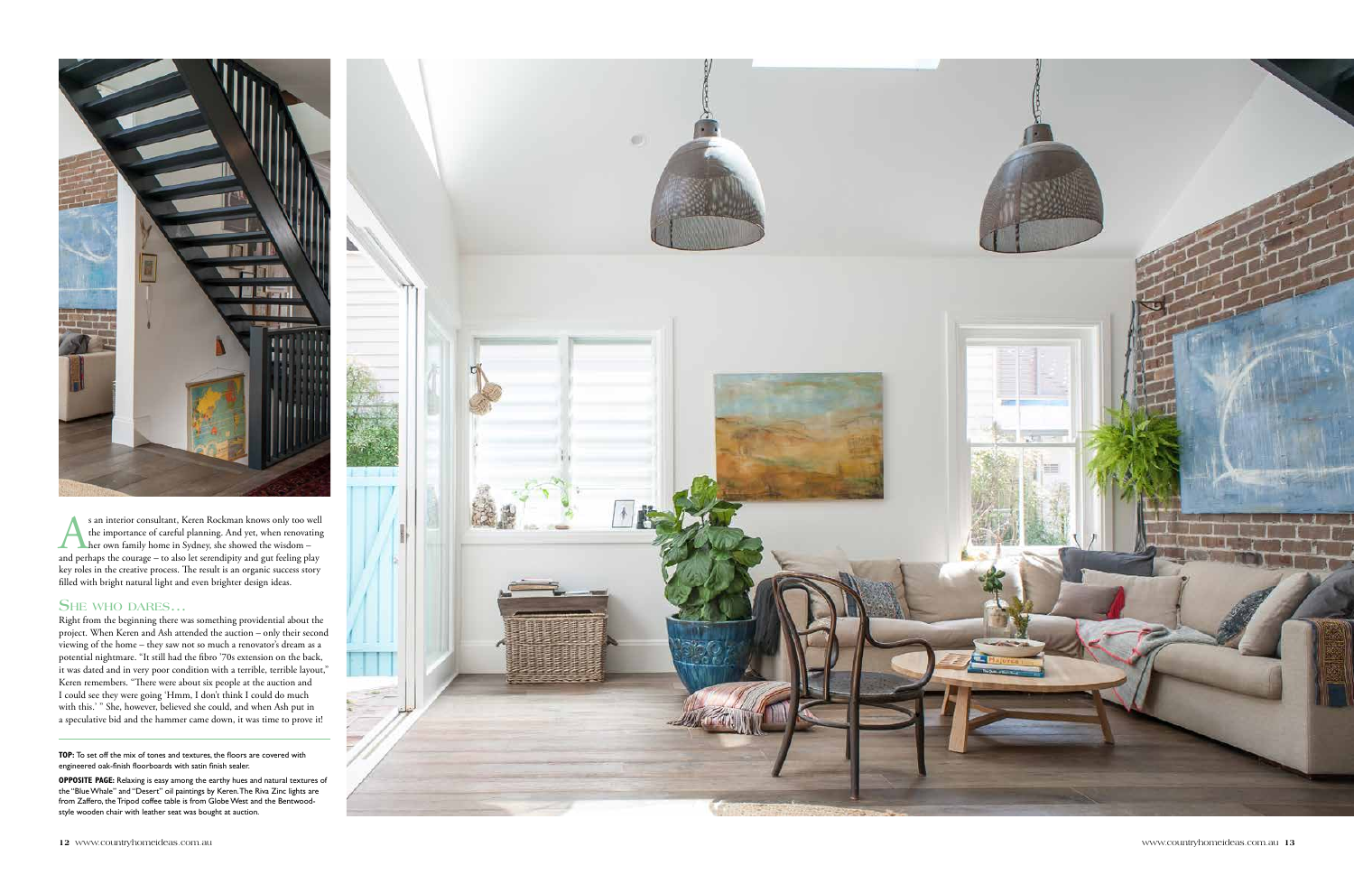As an interior consultant, Keren Rockman knows only too well the importance of careful planning. And yet, when renovating her own family home in Sydney, she showed the wisdom – and perhaps the courage – to also let serendipity and gut feeling play key roles in the creative process. The result is an organic success story filled with bright natural light and even brighter design ideas.

## SHE WHO DARES…

Right from the beginning there was something providential about the project. When Keren and Ash attended the auction – only their second viewing of the home – they saw not so much a renovator's dream as a potential nightmare. "It still had the fibro '70s extension on the back, it was dated and in very poor condition with a terrible, terrible layout," Keren remembers. "There were about six people at the auction and I could see they were going 'Hmm, I don't think I could do much with this.' " She, however, believed she could, and when Ash put in a speculative bid and the hammer came down, it was time to prove it!

**TOP:** To set off the mix of tones and textures, the floors are covered with engineered oak-finish floorboards with satin finish sealer.

**OPPOSITE PAGE:** Relaxing is easy among the earthy hues and natural textures of the "Blue Whale" and "Desert" oil paintings by Keren. The Riva Zinc lights are from Zaffero, the Tripod coffee table is from Globe West and the Bentwood-style wooden chair with leather seat was bought at auction.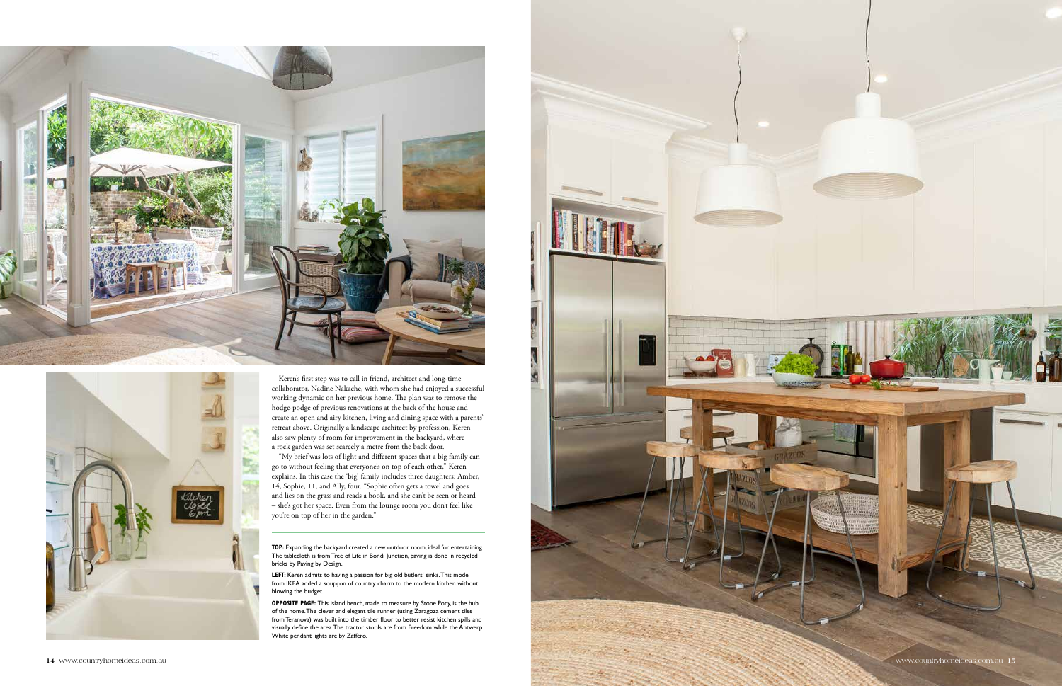Keren's first step was to call in friend, architect and long-time collaborator, Nadine Nakache, with whom she had enjoyed a successful working dynamic on her previous home. The plan was to remove the hodge-podge of previous renovations at the back of the house and create an open and airy kitchen, living and dining space with a parents' retreat above. Originally a landscape architect by profession, Keren also saw plenty of room for improvement in the backyard, where a rock garden was set scarcely a metre from the back door.

"My brief was lots of light and different spaces that a big family can go to without feeling that everyone's on top of each other," Keren explains. In this case the 'big' family includes three daughters: Amber, 14, Sophie, 11, and Ally, four. "Sophie often gets a towel and goes and lies on the grass and reads a book, and she can't be seen or heard – she's got her space. Even from the lounge room you don't feel like you're on top of her in the garden."

**TOP:** Expanding the backyard created a new outdoor room, ideal for entertaining. The tablecloth is from Tree of Life in Bondi Junction, paving is done in recycled bricks by Paving by Design.

**LEFT:** Keren admits to having a passion for big old butlers' sinks. This model from IKEA added a soupçon of country charm to the modern kitchen without blowing the budget.

**OPPOSITE PAGE:** This island bench, made to measure by Stone Pony, is the hub of the home. The clever and elegant tile runner (using Zaragoza cement tiles from Teranova) was built into the timber floor to better resist kitchen spills and visually define the area. The tractor stools are from Freedom while the Antwerp White pendant lights are by Zaffero.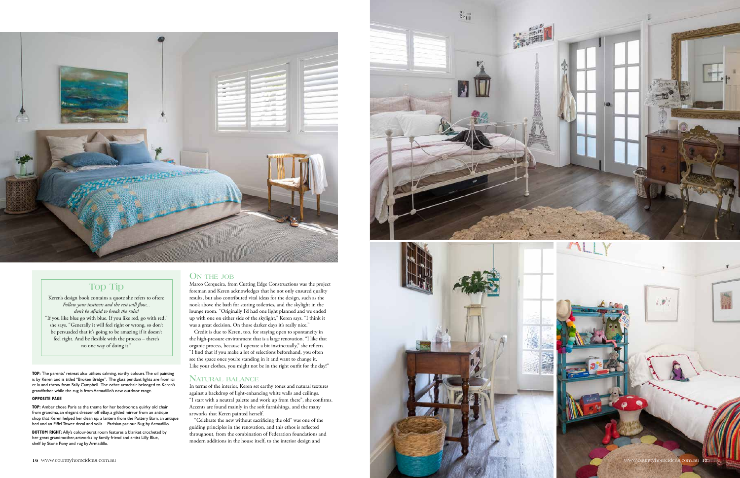## Top Tip

Keren's design book contains a quote she refers to often: *Follow your instincts and the rest will flow... don't be afraid to break the rules!* "If you like blue go with blue. If you like red, go with red," she says. "Generally it will feel right or wrong, so don't be persuaded that it's going to be amazing if it doesn't feel right. And be flexible with the process – there's no one way of doing it."

**TOP:** The parents' retreat also utilises calming, earthy colours. The oil painting is by Keren and is titled "Broken Bridge". The glass pendant lights are from ici et la and throw from Sally Campbell. The ochre armchair belonged to Keren's grandfather while the rug is from Armadillo's new outdoor range.

**OPPOSITE PAGE**

**TOP:** Amber chose Paris as the theme for her bedroom: a quirky old chair from grandma, an elegant dresser off eBay, a gilded mirror from an antique shop that Keren helped her clean up, a lantern from the Pottery Barn, an antique bed and an Eiffel Tower decal and voila – Parisian parlour. Rug by Armadillo.

**BOTTOM RIGHT:** Ally's colour-burst room features a blanket crocheted by her great grandmother, artworks by family friend and artist Lilly Blue, shelf by Stone Pony and rug by Armadillo.

## On the job

Marco Cerqueira, from Cutting Edge Constructions was the project foreman and Keren acknowledges that he not only ensured quality results, but also contributed vital ideas for the design, such as the nook above the bath for storing toiletries, and the skylight in the lounge room. "Originally I'd had one light planned and we ended up with one on either side of the skylight," Keren says. "I think it was a great decision. On those darker days it's really nice."

Credit is due to Keren, too, for staying open to spontaneity in the high-pressure environment that is a large renovation. "I like that organic process, because I operate a bit instinctually," she reflects. "I find that if you make a lot of selections beforehand, you often see the space once you're standing in it and want to change it. Like your clothes, you might not be in the right outfit for the day!"

## Natural balance

In terms of the interior, Keren set earthy tones and natural textures against a backdrop of light-enhancing white walls and ceilings. "I start with a neutral palette and work up from there", she confirms. Accents are found mainly in the soft furnishings, and the many artworks that Keren painted herself.

"Celebrate the new without sacrificing the old" was one of the guiding principles in the renovation, and this ethos is reflected throughout, from the combination of Federation foundations and modern additions in the house itself, to the interior design and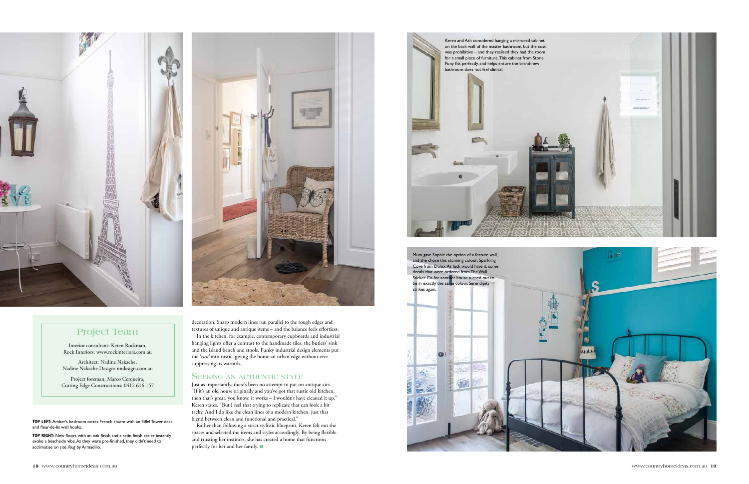decoration. Sharp modern lines run parallel to the rough edges and textures of unique and antique items – and the balance feels effortless.

In the kitchen, for example, contemporary cupboards and industrial hanging lights offer a contrast to the handmade tiles, the butlers' sink and the island bench and stools. Funky industrial design elements put the '*rust*' into rustic, giving the home an urban edge without ever suppressing its warmth.

## Seeking an authentic style

Just as importantly, there's been no attempt to put on antique airs. "If it's an old house originally and you've got that rustic old kitchen, then that's great, you know, it works – I wouldn't have cleaned it up," Keren states. "But I feel that trying to replicate that can look a bit tacky. And I do like the clean lines of a modern kitchen, just that blend between clean and functional and practical."

Rather than following a strict stylistic blueprint, Keren felt out the spaces and selected the items and styles accordingly. By being flexible and trusting her instincts, she has created a home that functions perfectly for her and her family. ■

## Project Team

Interior consultant: Keren Rockman, Rock Interiors: www.rockinteriors.com.au

Architect: Nadine Nakache, Nadine Nakache Design: nndesign.com.au

Project foreman: Marco Cerqueira, Cutting Edge Constructions: 0412 616 157

**TOP LEFT:** Amber's bedroom oozes French charm with an Eiffel Tower decal and fleur-de-lis wall hooks.

**TOP RIGHT:** New floors with an oak finish and a satin finish sealer instantly evoke a beachside vibe. As they were pre-finished, they didn't need to acclimatise on site. Rug by Armadillo.

Keren and Ash considered hanging a mirrored cabinet on the back wall of the master bathroom, but the cost was prohibitive – and they realised they had the room for a small piece of furniture. This cabinet from Stone Pony fits perfectly, and helps ensure the brand-new bathroom does not feel clinical.

Mum gave Sophie the option of a feature wall, and she chose this stunning colour: Sparkling Cove from Dulux. As luck would have it, some decals that were ordered from The Wall Sticker Co for another house turned out to be in exactly the same colour. Serendipity strikes again.